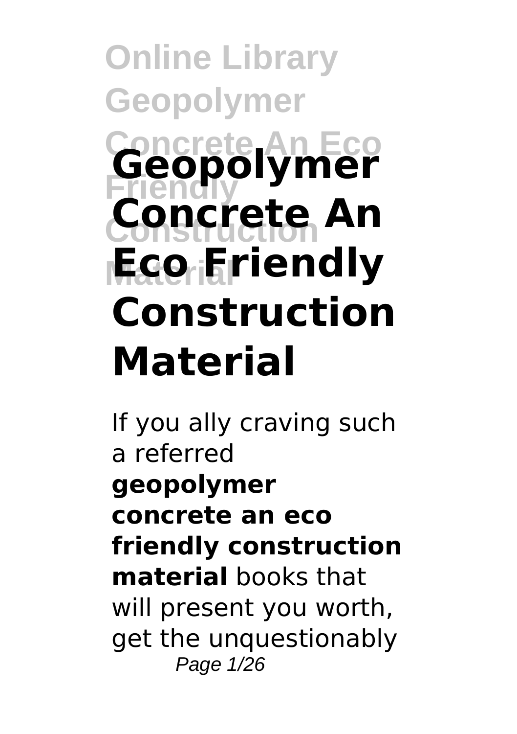# Geopolymer Concrete An Eco Friendly Construction Material

If you ally craving such a referred **geopolymer concrete an eco friendly construction material** books that will present you worth, get the unquestionably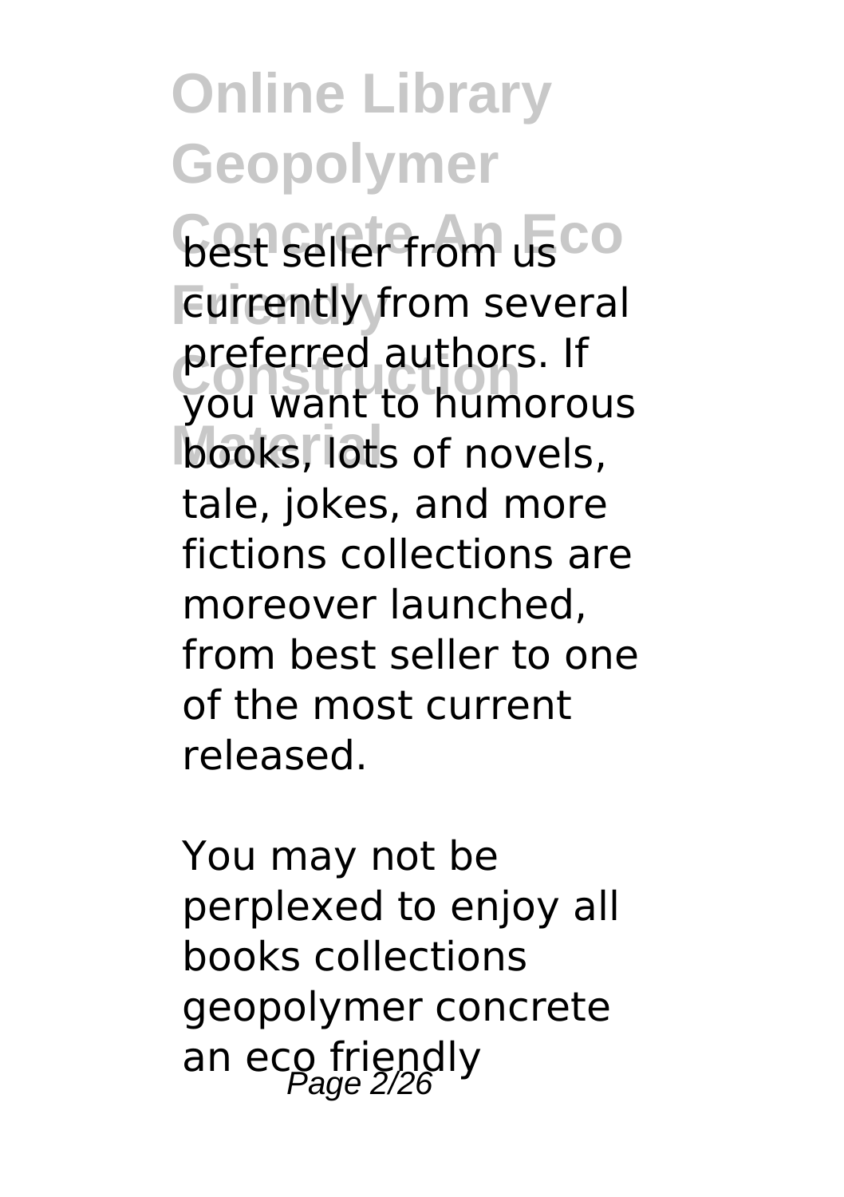best seller from us currently from several preferred authors. If you want to humorous books, lots of novels, tale, jokes, and more fictions collections are moreover launched, from best seller to one of the most current released.

You may not be perplexed to enjoy all books collections geopolymer concrete an eco friendly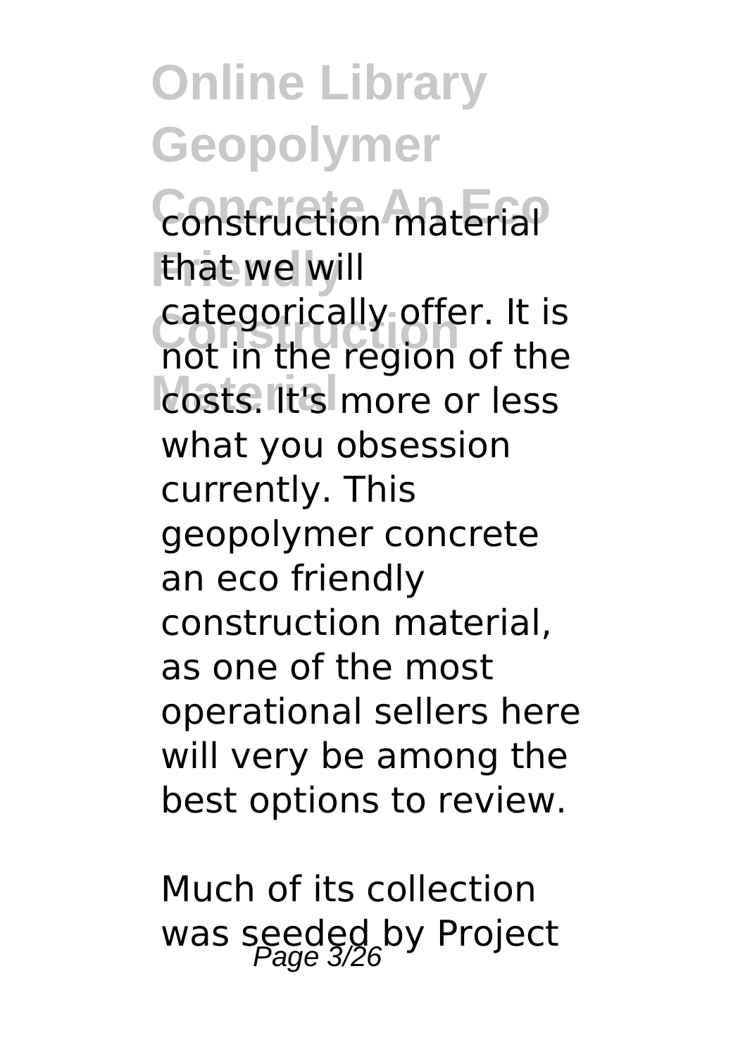construction material that we will categorically offer. It is not in the region of the costs. It's more or less what you obsession currently. This geopolymer concrete an eco friendly construction material, as one of the most operational sellers here will very be among the best options to review.

Much of its collection was seeded by Project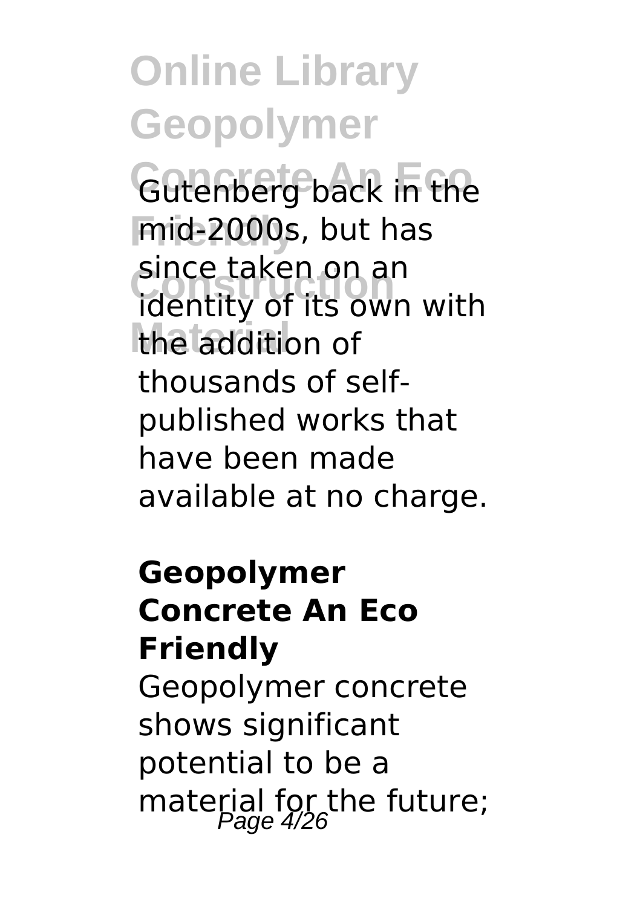Gutenberg back in the mid-2000s, but has since taken on an identity of its own with the addition of thousands of self-published works that have been made available at no charge.

## Geopolymer Concrete An Eco Friendly

Geopolymer concrete shows significant potential to be a material for the future;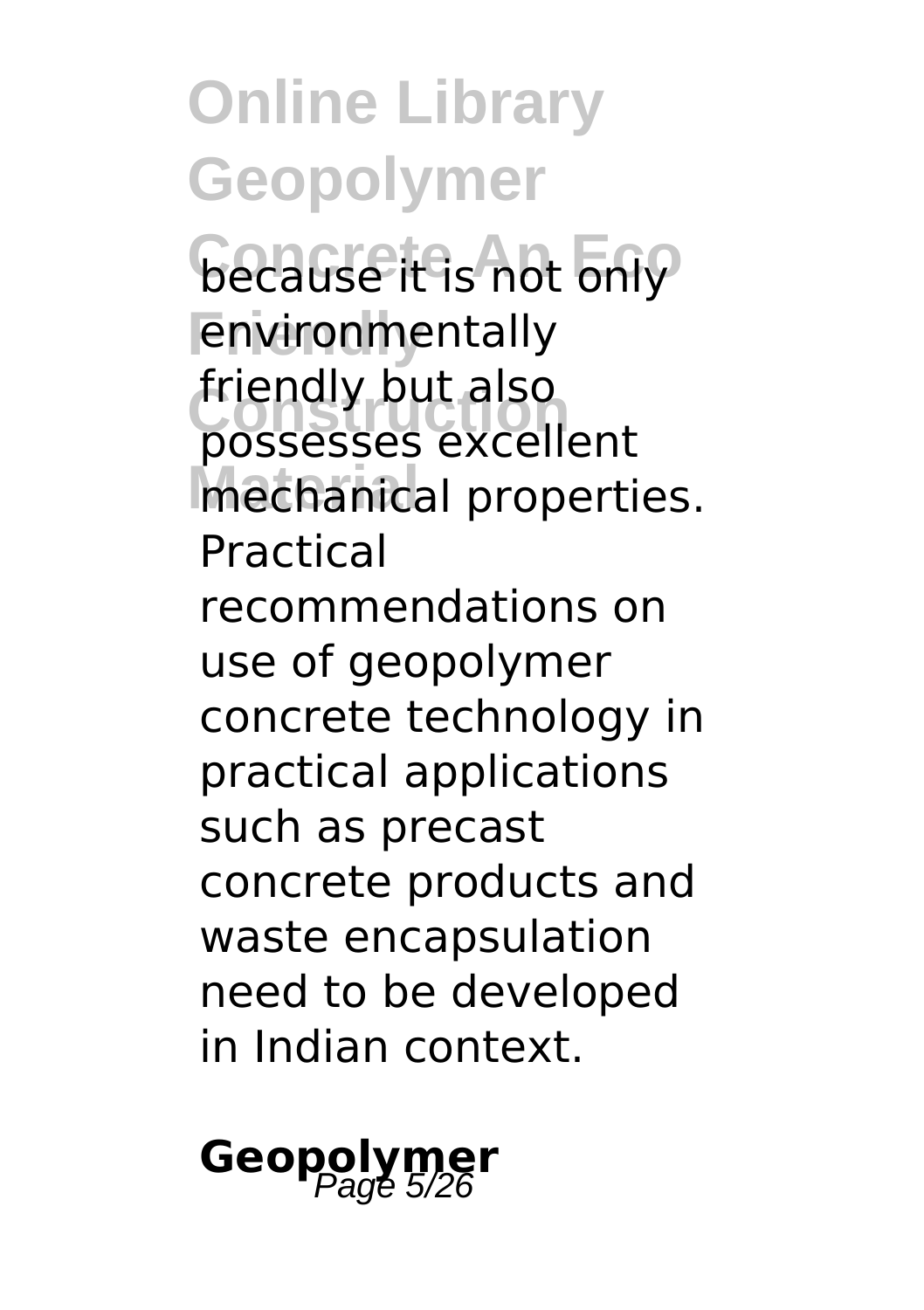because it is not only environmentally friendly but also possesses excellent mechanical properties. Practical recommendations on use of geopolymer concrete technology in practical applications such as precast concrete products and waste encapsulation need to be developed in Indian context.

**Geopolymer**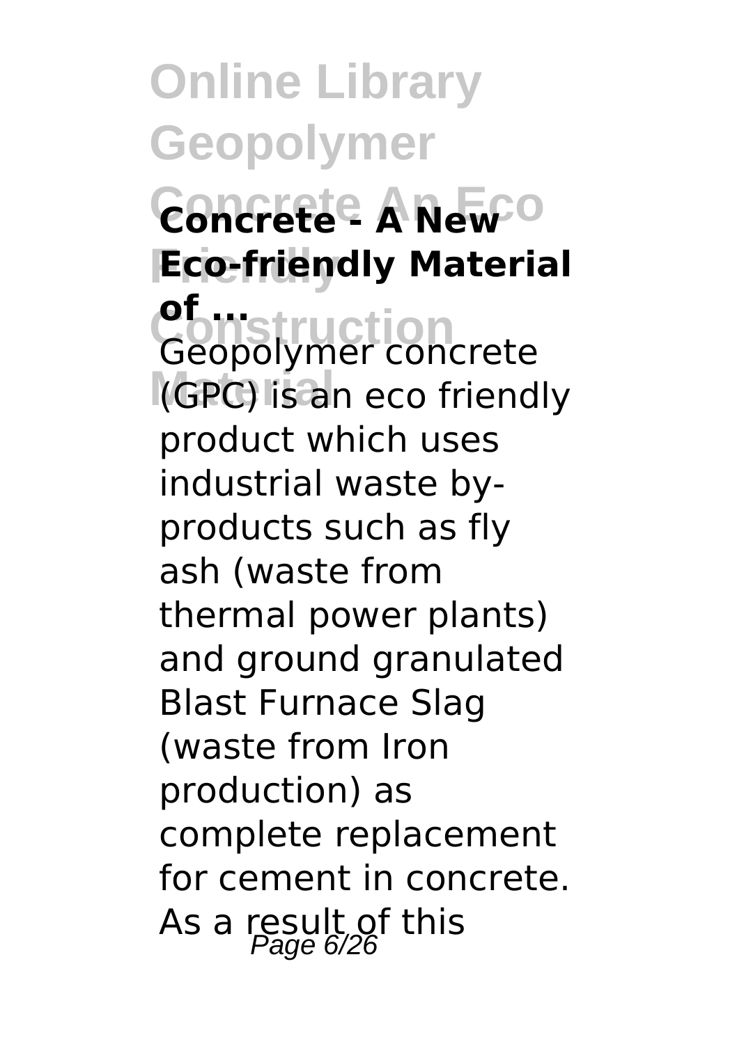**Concrete - A New Eco-friendly Material of ...**

Geopolymer concrete (GPC) is an eco friendly product which uses industrial waste by-products such as fly ash (waste from thermal power plants) and ground granulated Blast Furnace Slag (waste from Iron production) as complete replacement for cement in concrete. As a result of this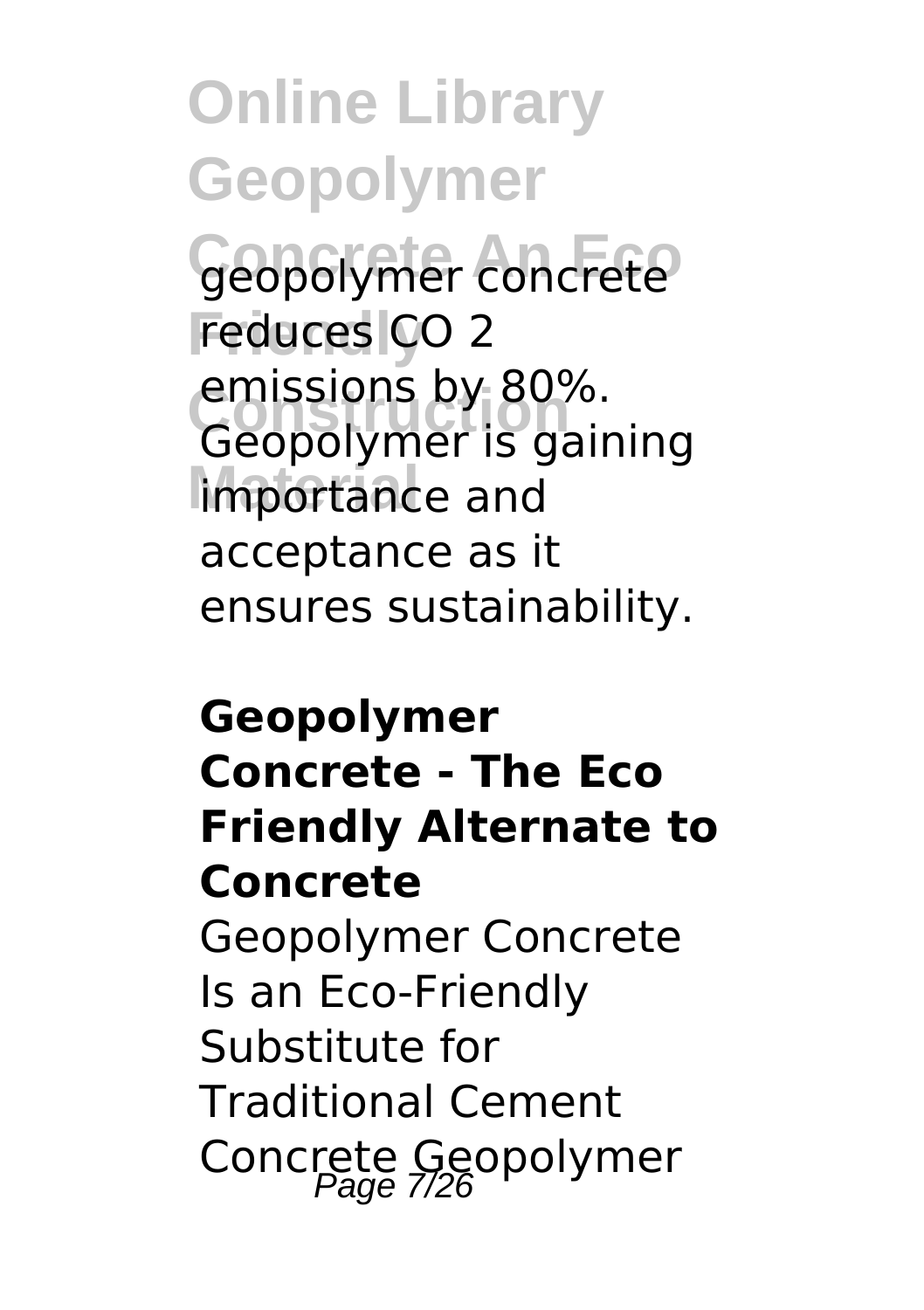geopolymer concrete reduces $CO_2$ emissions by 80%. Geopolymer is gaining importance and acceptance as it ensures sustainability.

**Geopolymer Concrete - The Eco Friendly Alternate to Concrete**

Geopolymer Concrete Is an Eco-Friendly Substitute for Traditional Cement Concrete Geopolymer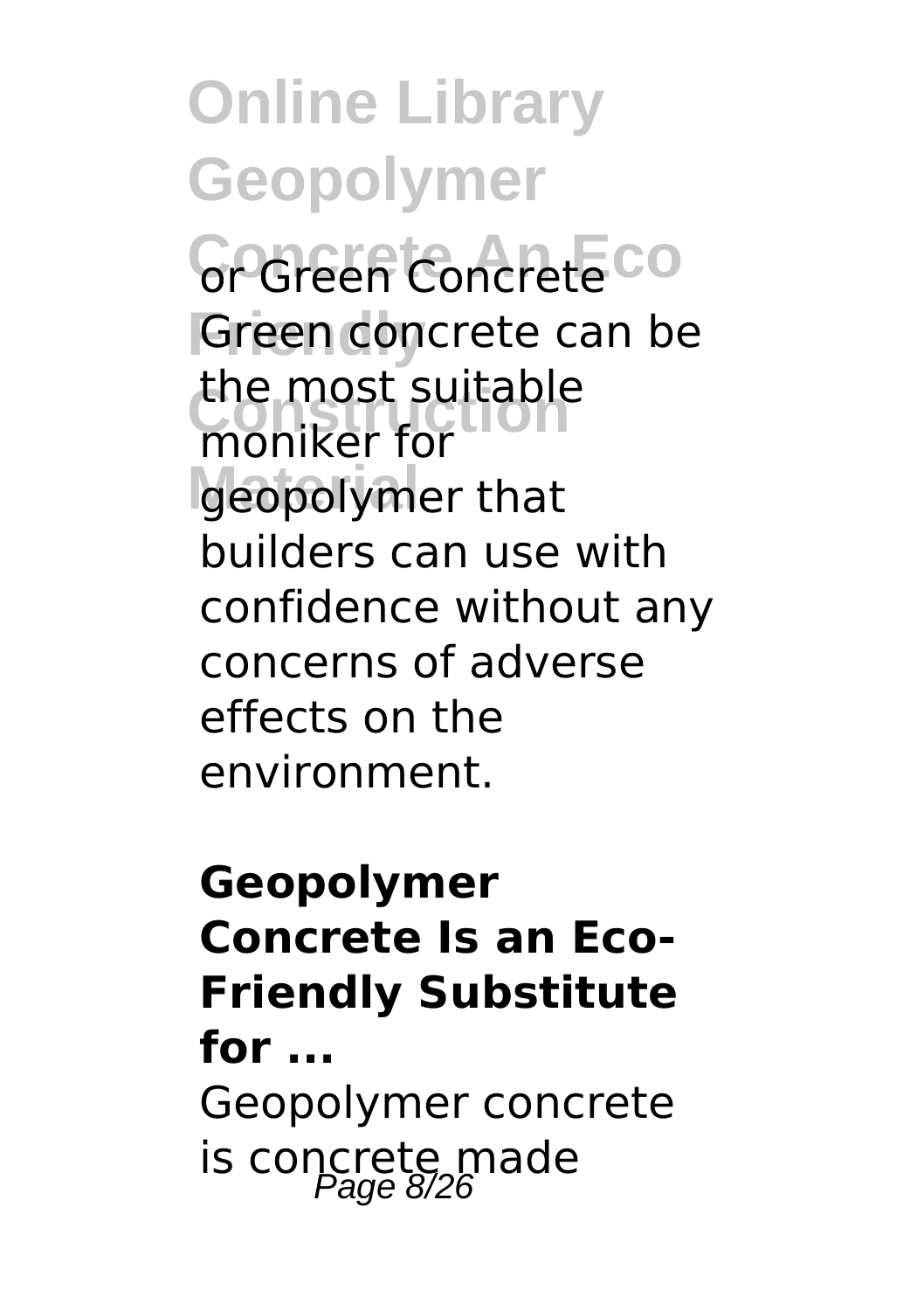or Green Concrete
Green concrete can be the most suitable moniker for geopolymer that builders can use with confidence without any concerns of adverse effects on the environment.

**Geopolymer Concrete Is an Eco-Friendly Substitute for ...**

Geopolymer concrete is concrete made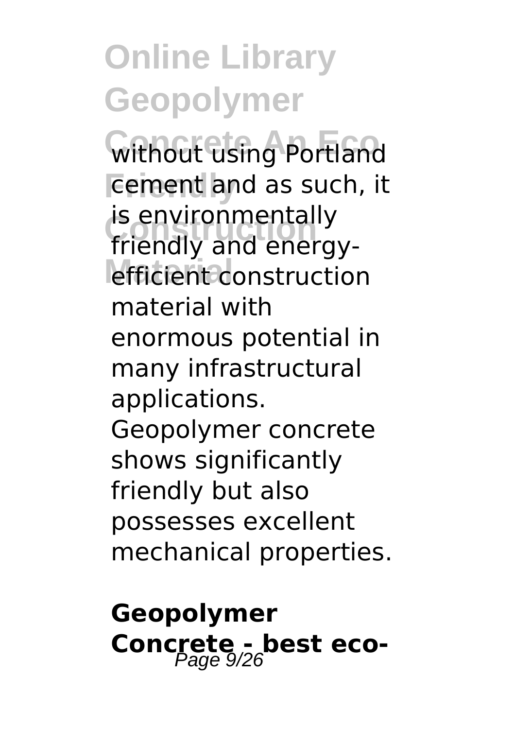without using Portland cement and as such, it is environmentally friendly and energy-efficient construction material with enormous potential in many infrastructural applications. Geopolymer concrete shows significantly friendly but also possesses excellent mechanical properties.

## Geopolymer Concrete - best eco-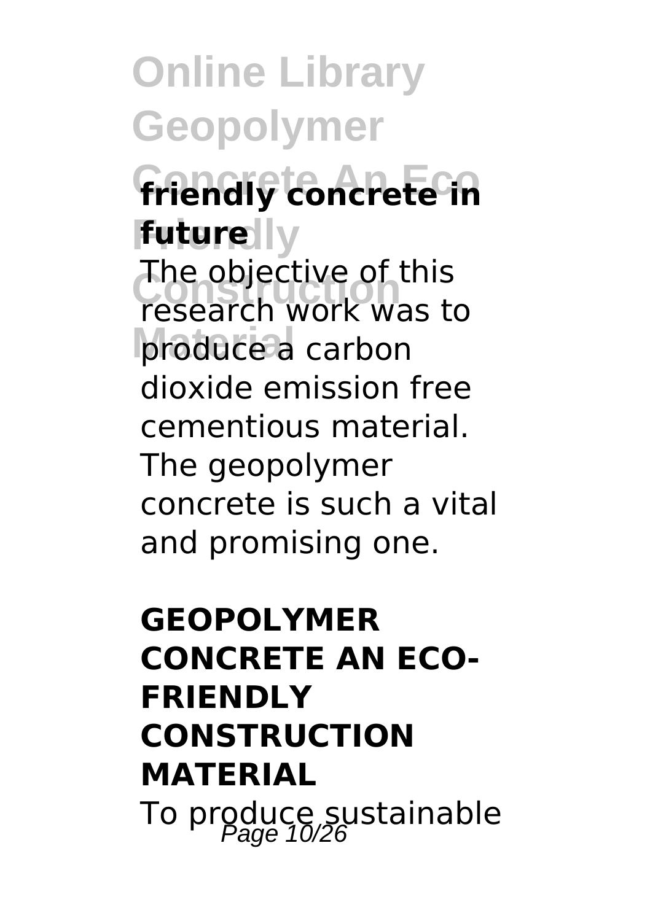**friendly concrete in future**

The objective of this research work was to produce a carbon dioxide emission free cementious material. The geopolymer concrete is such a vital and promising one.

## GEOPOLYMER CONCRETE AN ECO-FRIENDLY CONSTRUCTION MATERIAL

To produce sustainable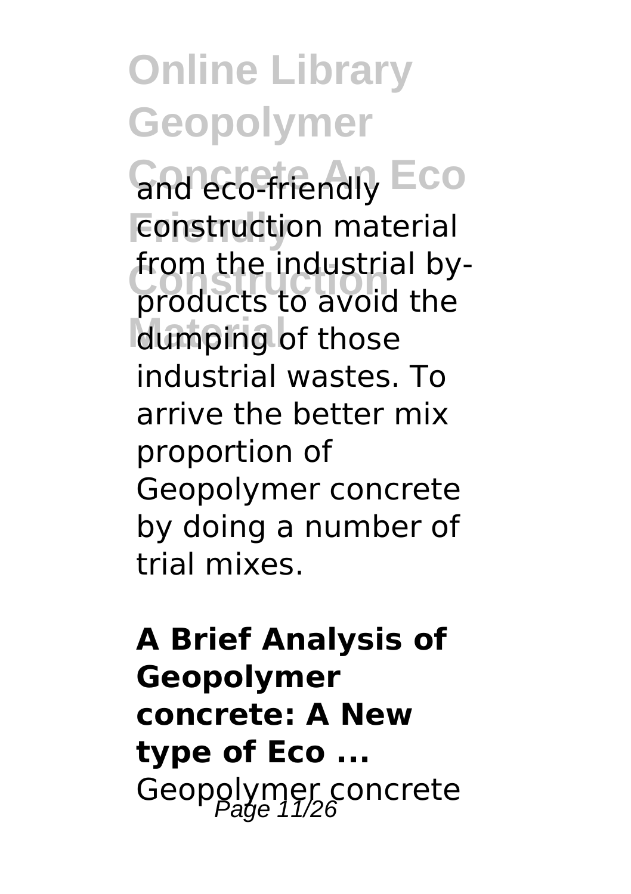and eco-friendly construction material from the industrial by-products to avoid the dumping of those industrial wastes. To arrive the better mix proportion of Geopolymer concrete by doing a number of trial mixes.

**A Brief Analysis of Geopolymer concrete: A New type of Eco ...**

Geopolymer concrete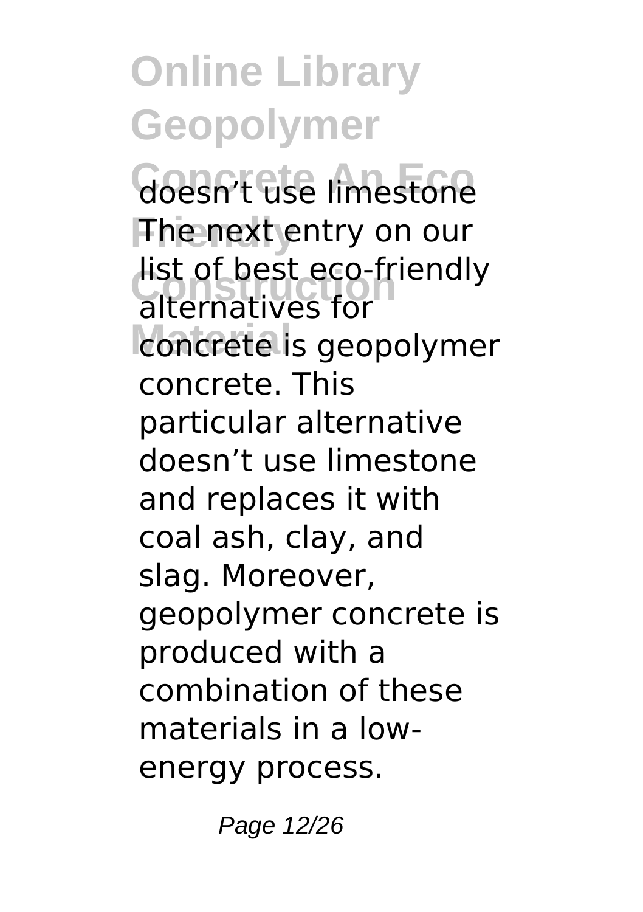doesn't use limestone The next entry on our list of best eco-friendly alternatives for concrete is geopolymer concrete. This particular alternative doesn't use limestone and replaces it with coal ash, clay, and slag. Moreover, geopolymer concrete is produced with a combination of these materials in a low-energy process.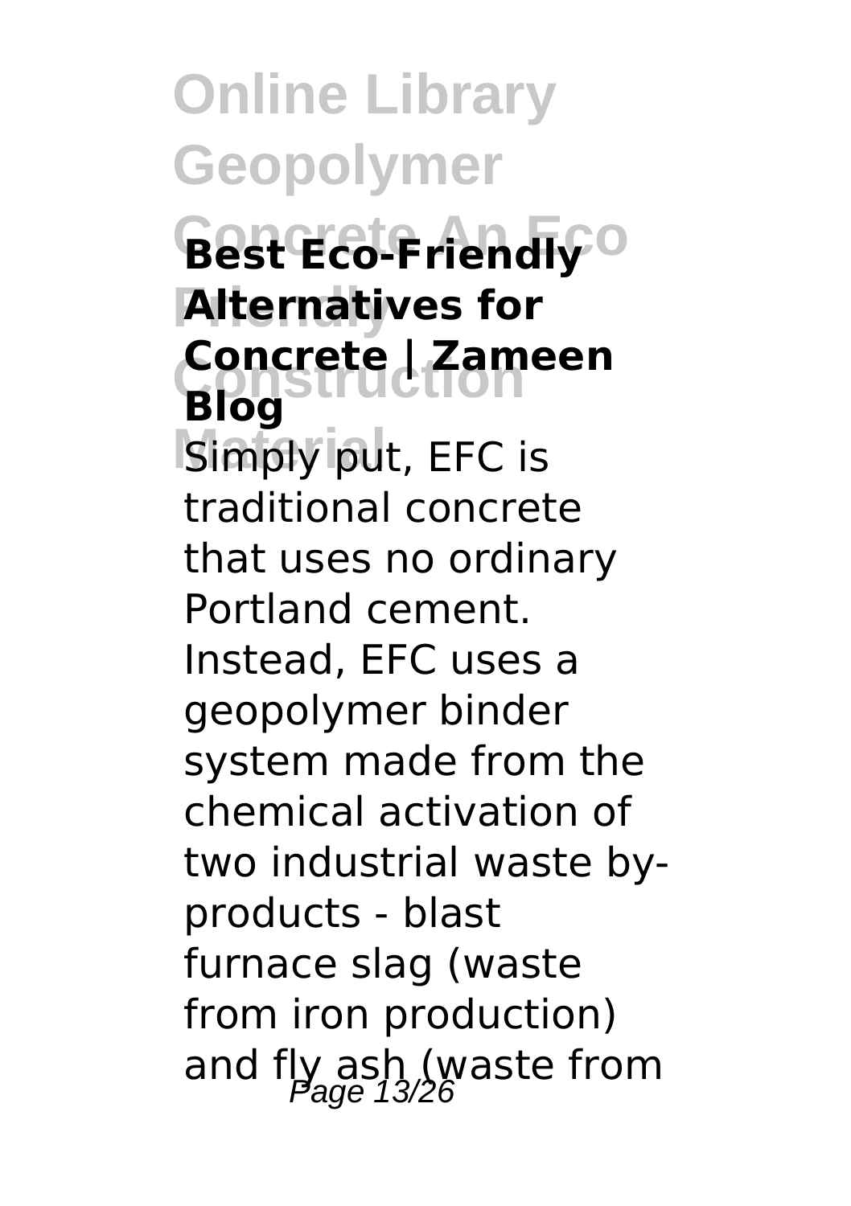**Best Eco-Friendly Alternatives for Concrete | Zameen Blog**

Simply put, EFC is traditional concrete that uses no ordinary Portland cement. Instead, EFC uses a geopolymer binder system made from the chemical activation of two industrial waste by-products - blast furnace slag (waste from iron production) and fly ash (waste from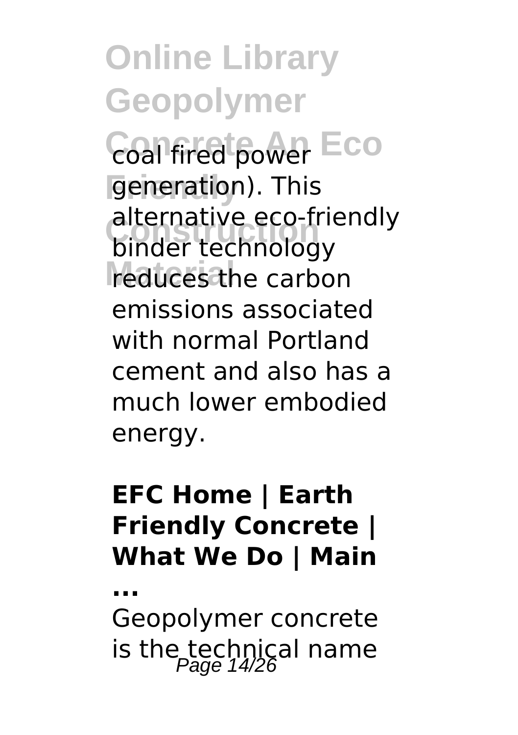coal fired power generation). This alternative eco-friendly binder technology reduces the carbon emissions associated with normal Portland cement and also has a much lower embodied energy.

**EFC Home | Earth Friendly Concrete | What We Do | Main ...**

Geopolymer concrete is the technical name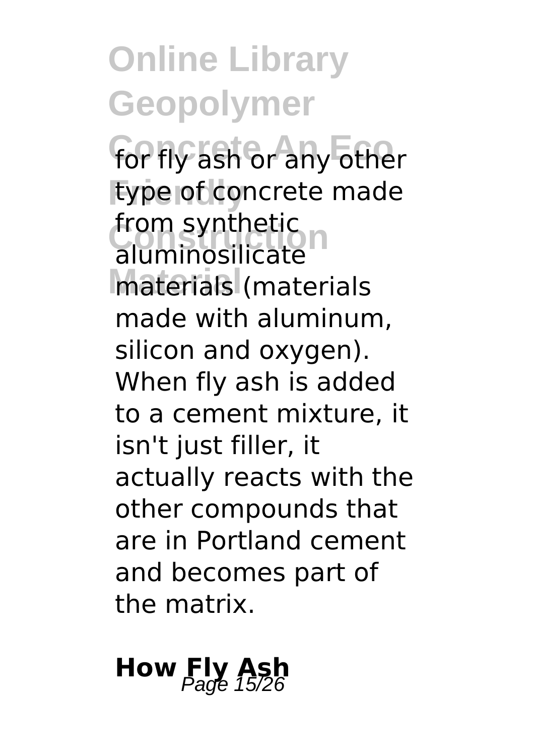for fly ash or any other type of concrete made from synthetic aluminosilicate materials (materials made with aluminum, silicon and oxygen). When fly ash is added to a cement mixture, it isn't just filler, it actually reacts with the other compounds that are in Portland cement and becomes part of the matrix.

**How Fly Ash**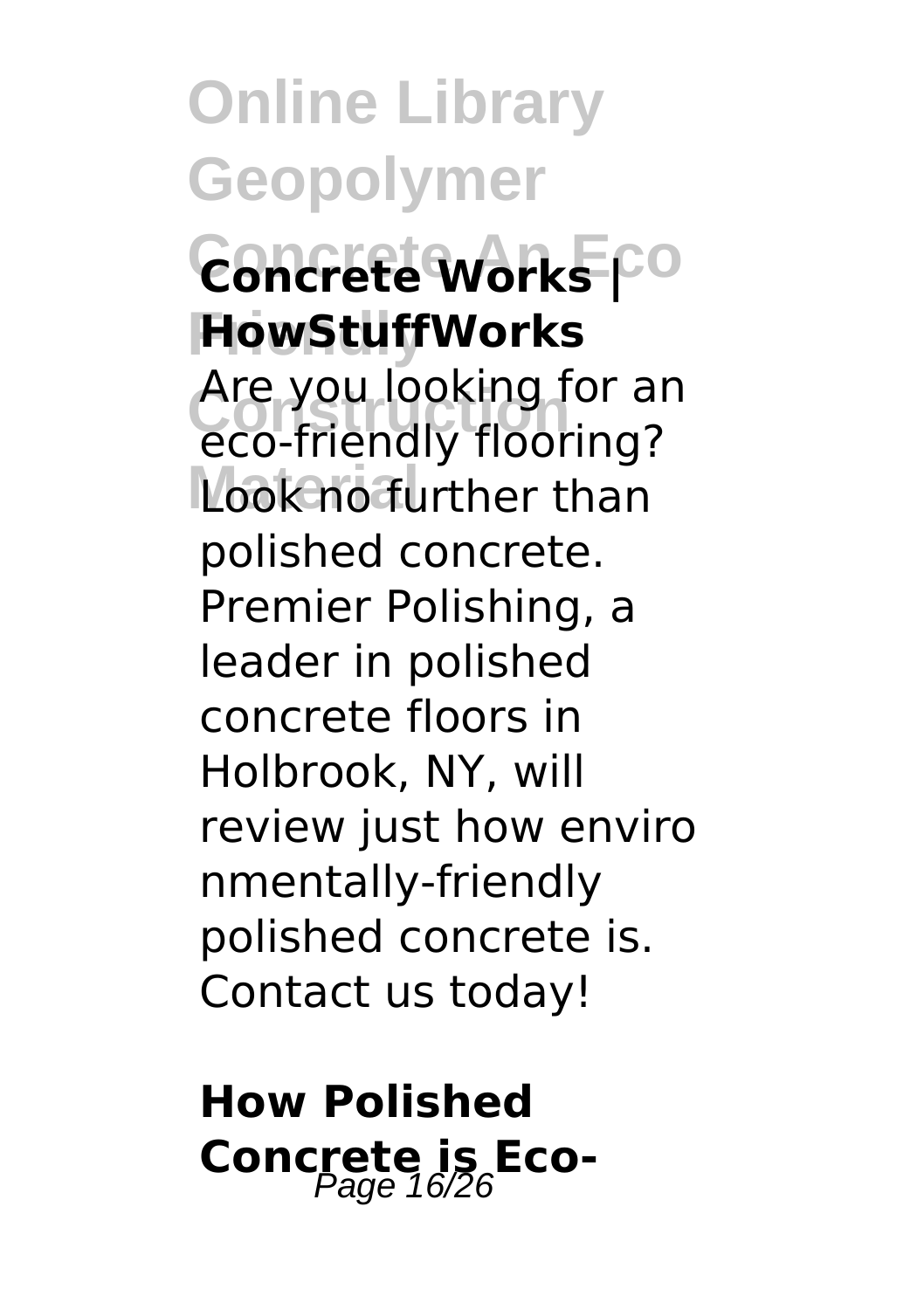### Concrete Works | HowStuffWorks

Are you looking for an eco-friendly flooring? Look no further than polished concrete. Premier Polishing, a leader in polished concrete floors in Holbrook, NY, will review just how environmentally-friendly polished concrete is. Contact us today!

### How Polished Concrete is Eco-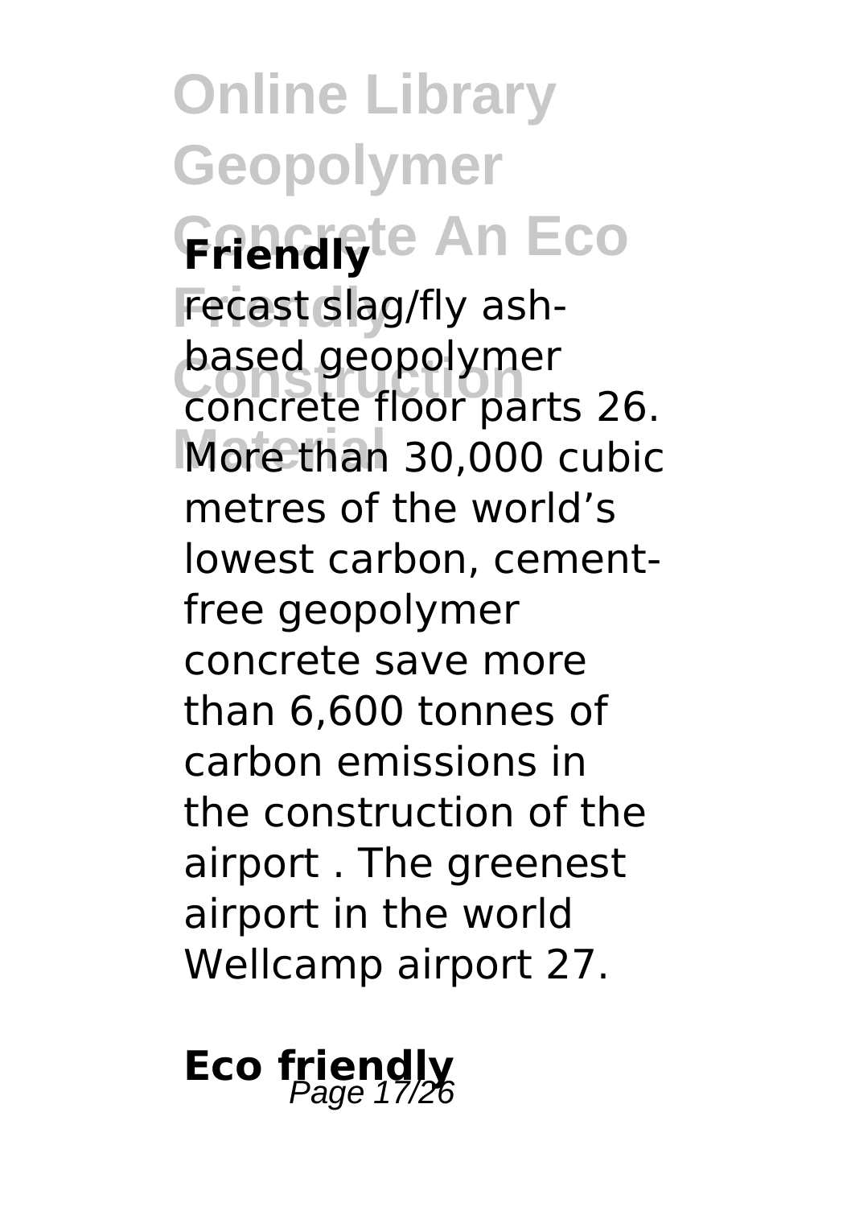recast slag/fly ash-based geopolymer concrete floor parts 26. More than 30,000 cubic metres of the world's lowest carbon, cement-free geopolymer concrete save more than 6,600 tonnes of carbon emissions in the construction of the airport . The greenest airport in the world Wellcamp airport 27.

**Eco friendly**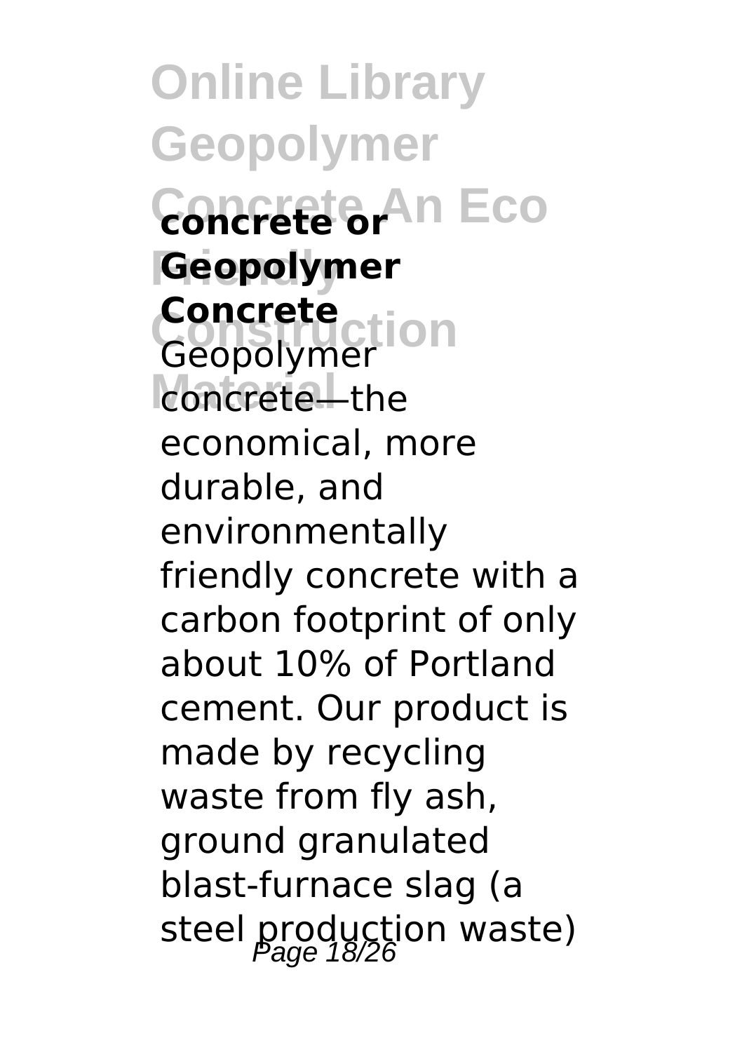**concrete or Geopolymer Concrete**

Geopolymer concrete—the economical, more durable, and environmentally friendly concrete with a carbon footprint of only about 10% of Portland cement. Our product is made by recycling waste from fly ash, ground granulated blast-furnace slag (a steel production waste)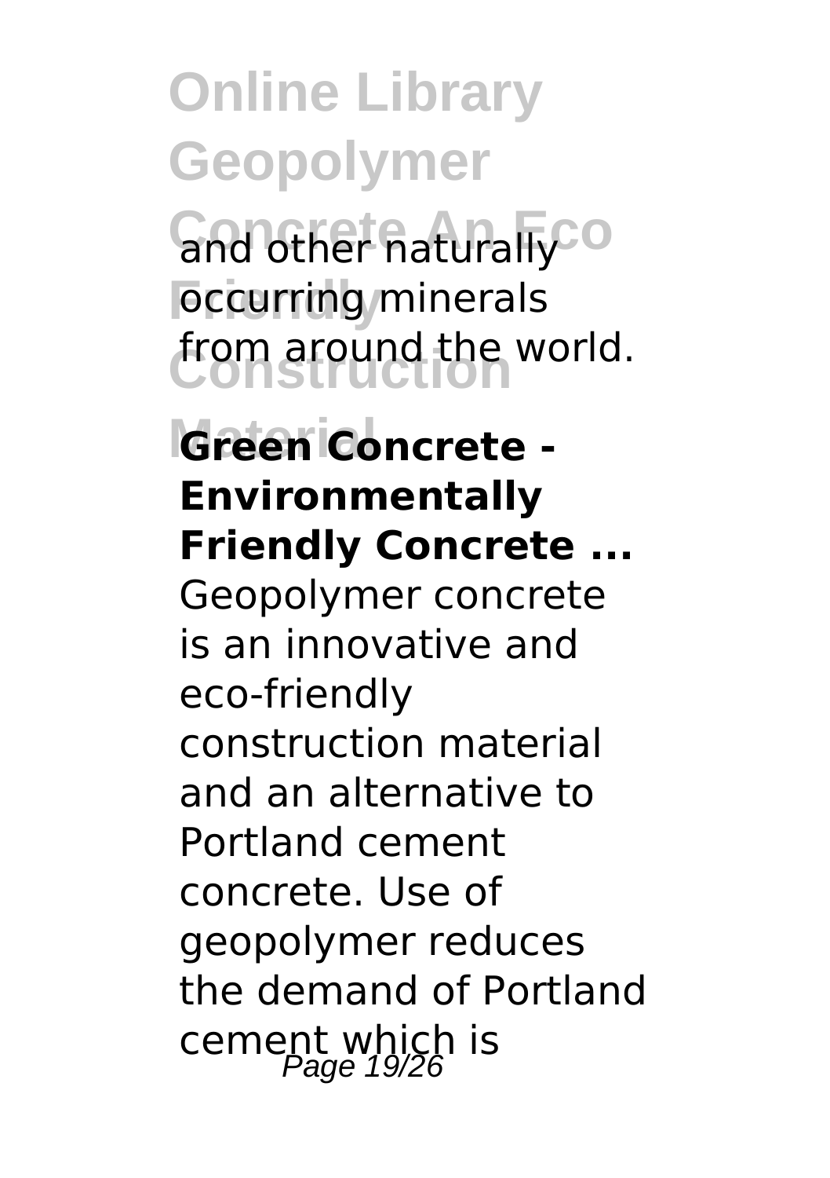and other naturally occurring minerals from around the world.

**Green Concrete - Environmentally Friendly Concrete ...**

Geopolymer concrete is an innovative and eco-friendly construction material and an alternative to Portland cement concrete. Use of geopolymer reduces the demand of Portland cement which is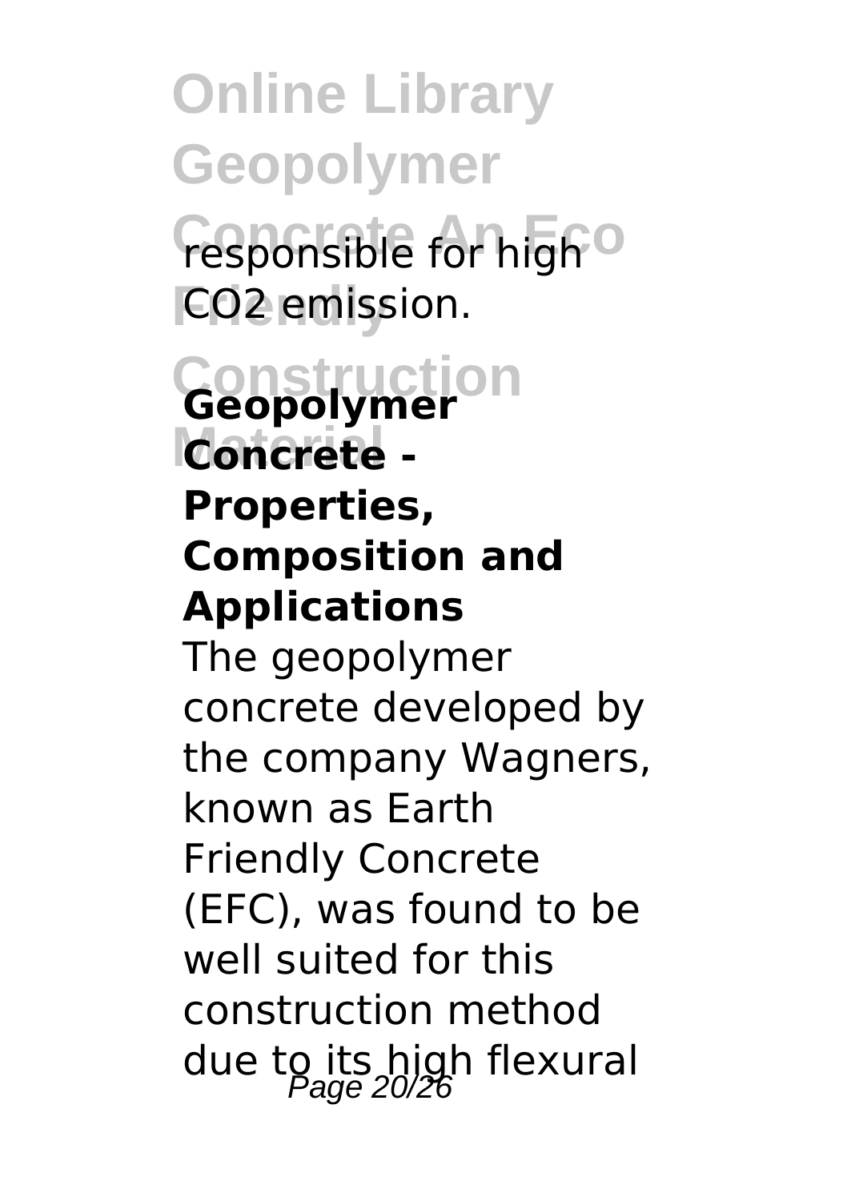responsible for high $CO_2$ emission.

## Geopolymer Concrete - Properties, Composition and Applications

The geopolymer concrete developed by the company Wagners, known as Earth Friendly Concrete (EFC), was found to be well suited for this construction method due to its high flexural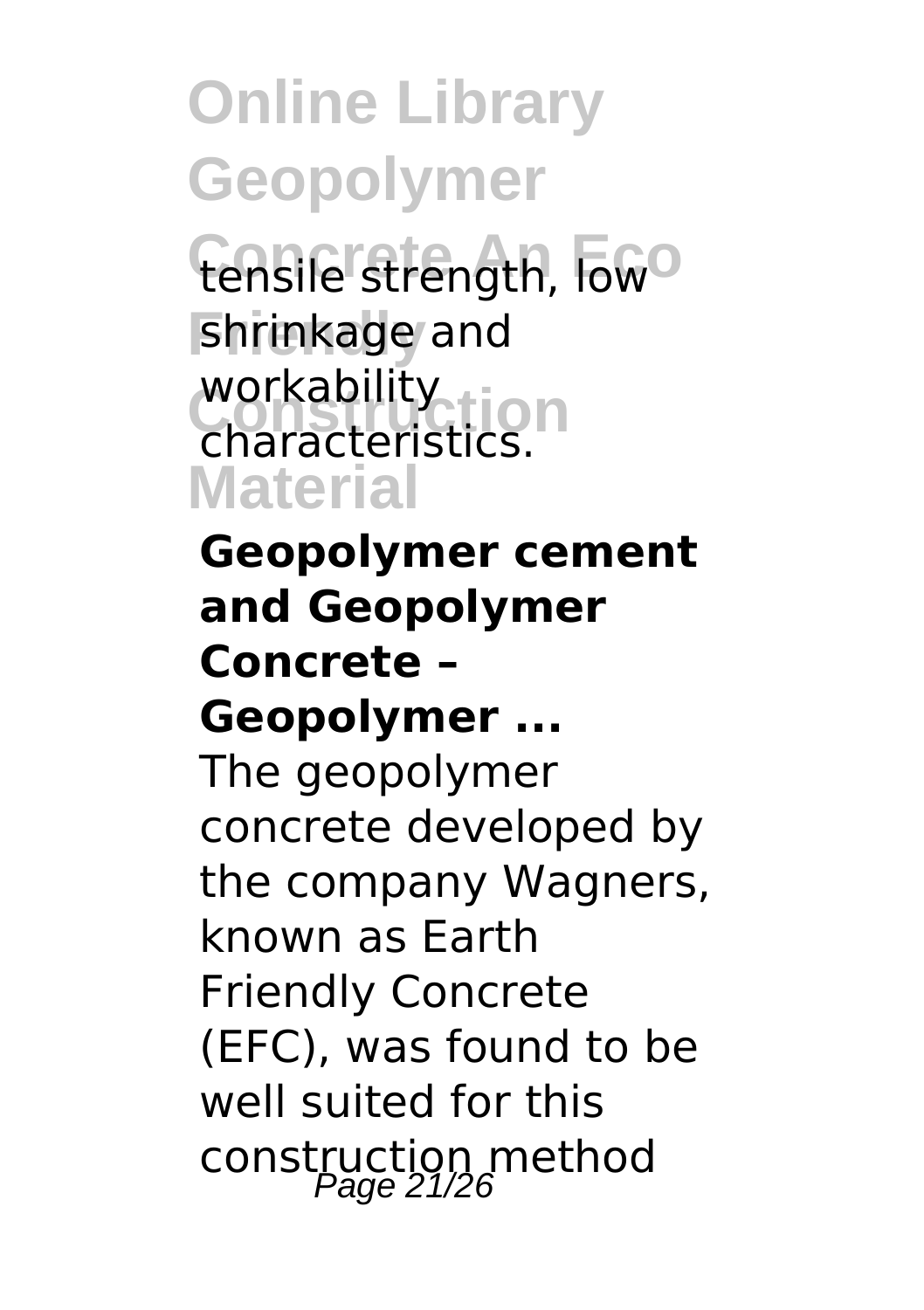tensile strength, low shrinkage and workability characteristics.

**Geopolymer cement and Geopolymer Concrete – Geopolymer ...**

The geopolymer concrete developed by the company Wagners, known as Earth Friendly Concrete (EFC), was found to be well suited for this construction method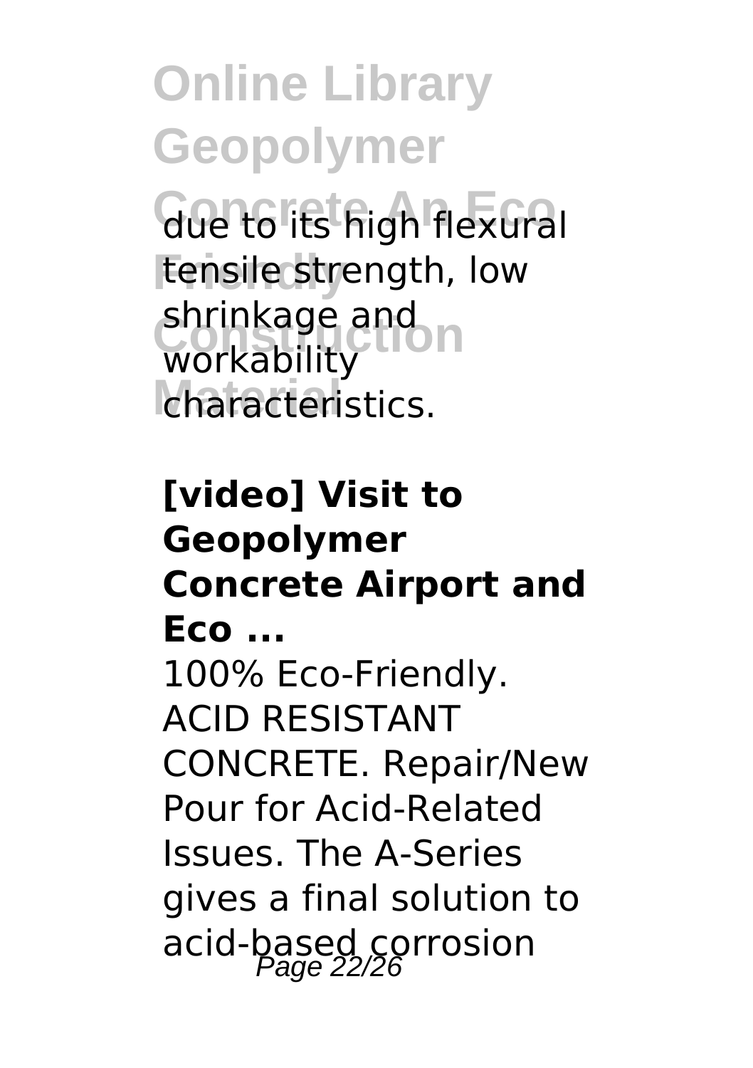due to its high flexural tensile strength, low shrinkage and workability characteristics.

**[video] Visit to Geopolymer Concrete Airport and Eco ...**

100% Eco-Friendly. ACID RESISTANT CONCRETE. Repair/New Pour for Acid-Related Issues. The A-Series gives a final solution to acid-based corrosion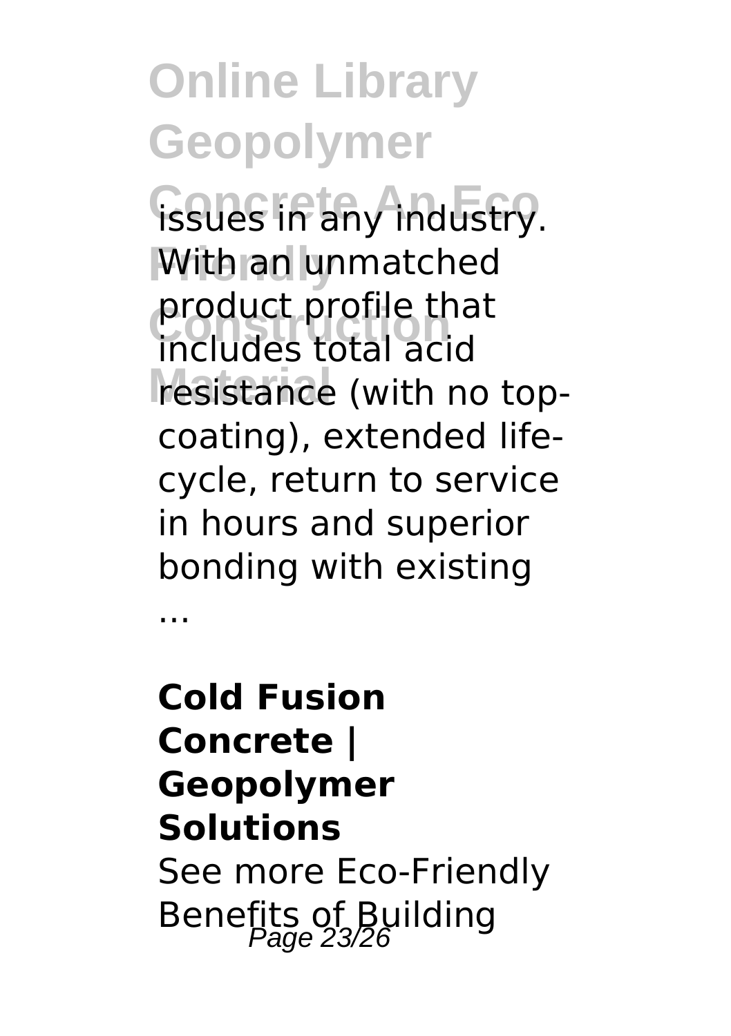issues in any industry. With an unmatched product profile that includes total acid resistance (with no top-coating), extended life-cycle, return to service in hours and superior bonding with existing ...

**Cold Fusion Concrete | Geopolymer Solutions**

See more Eco-Friendly Benefits of Building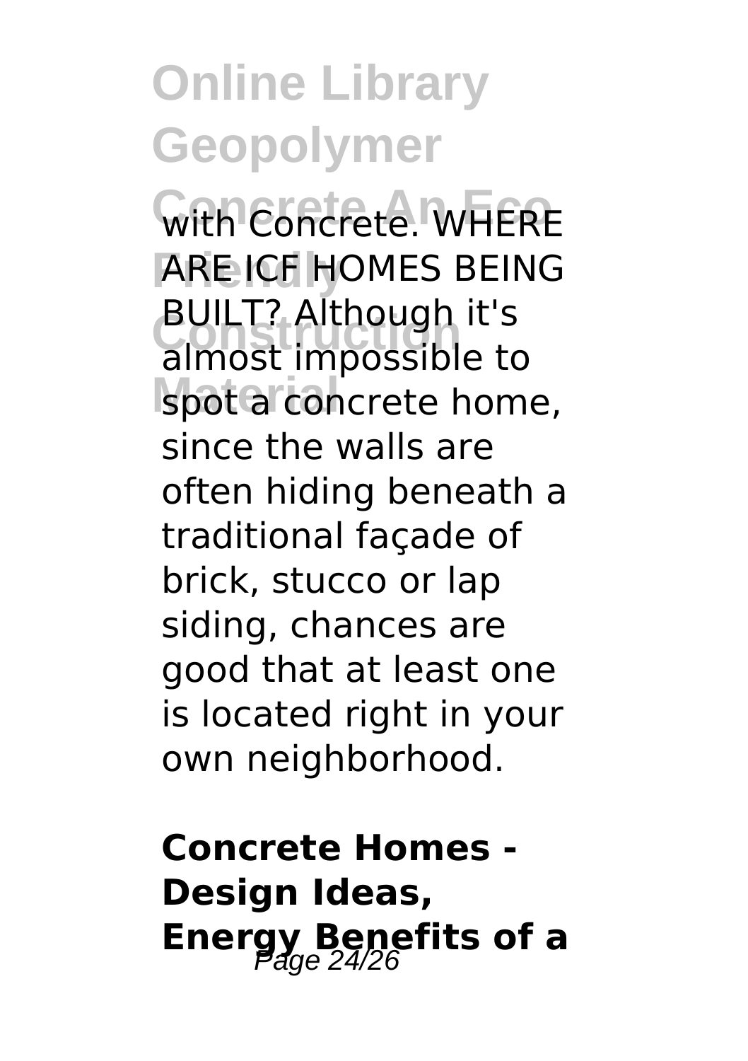with Concrete. WHERE ARE ICF HOMES BEING BUILT? Although it's almost impossible to spot a concrete home, since the walls are often hiding beneath a traditional façade of brick, stucco or lap siding, chances are good that at least one is located right in your own neighborhood.

**Concrete Homes - Design Ideas, Energy Benefits of a**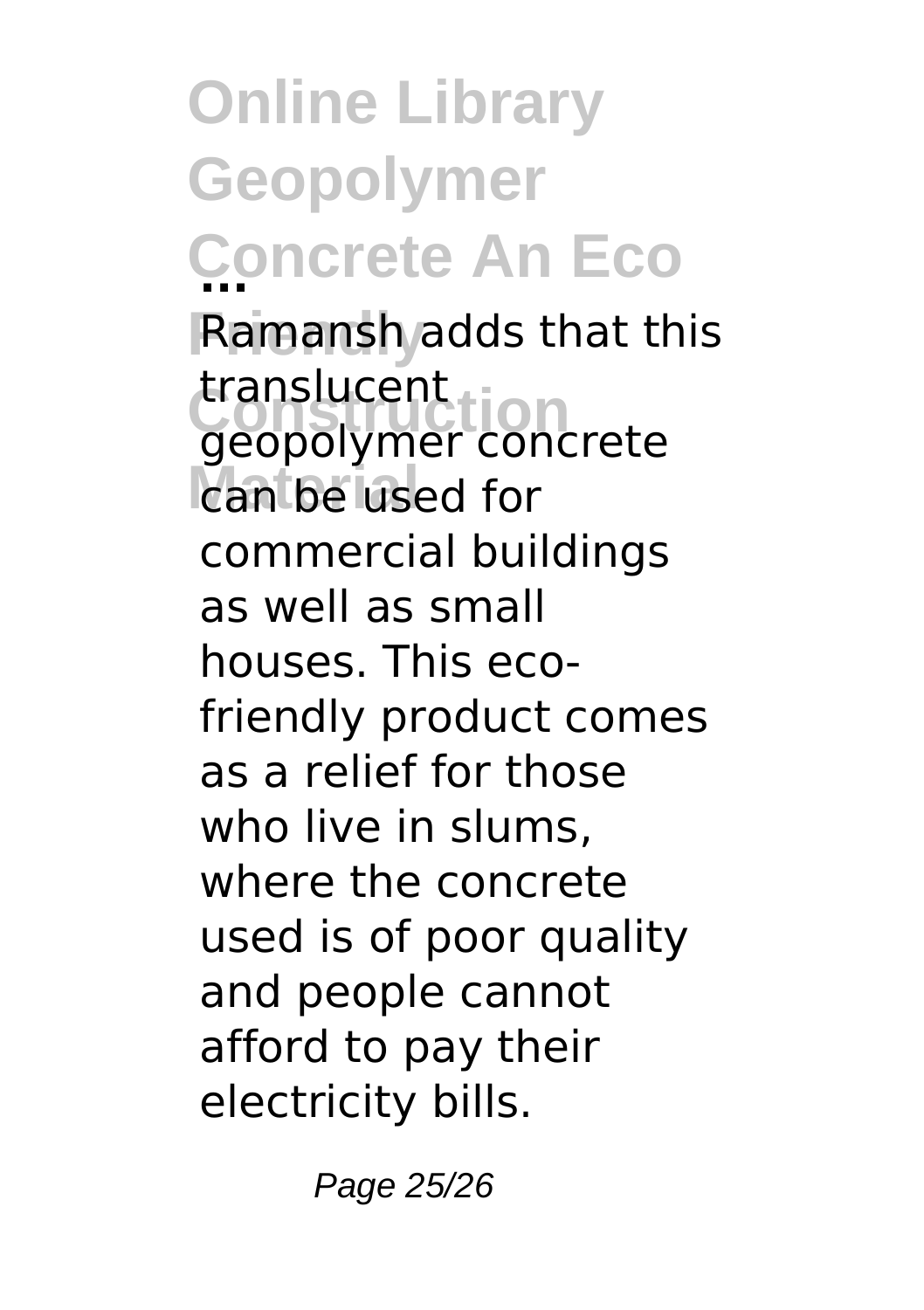**...**

Ramansh adds that this translucent geopolymer concrete can be used for commercial buildings as well as small houses. This eco-friendly product comes as a relief for those who live in slums, where the concrete used is of poor quality and people cannot afford to pay their electricity bills.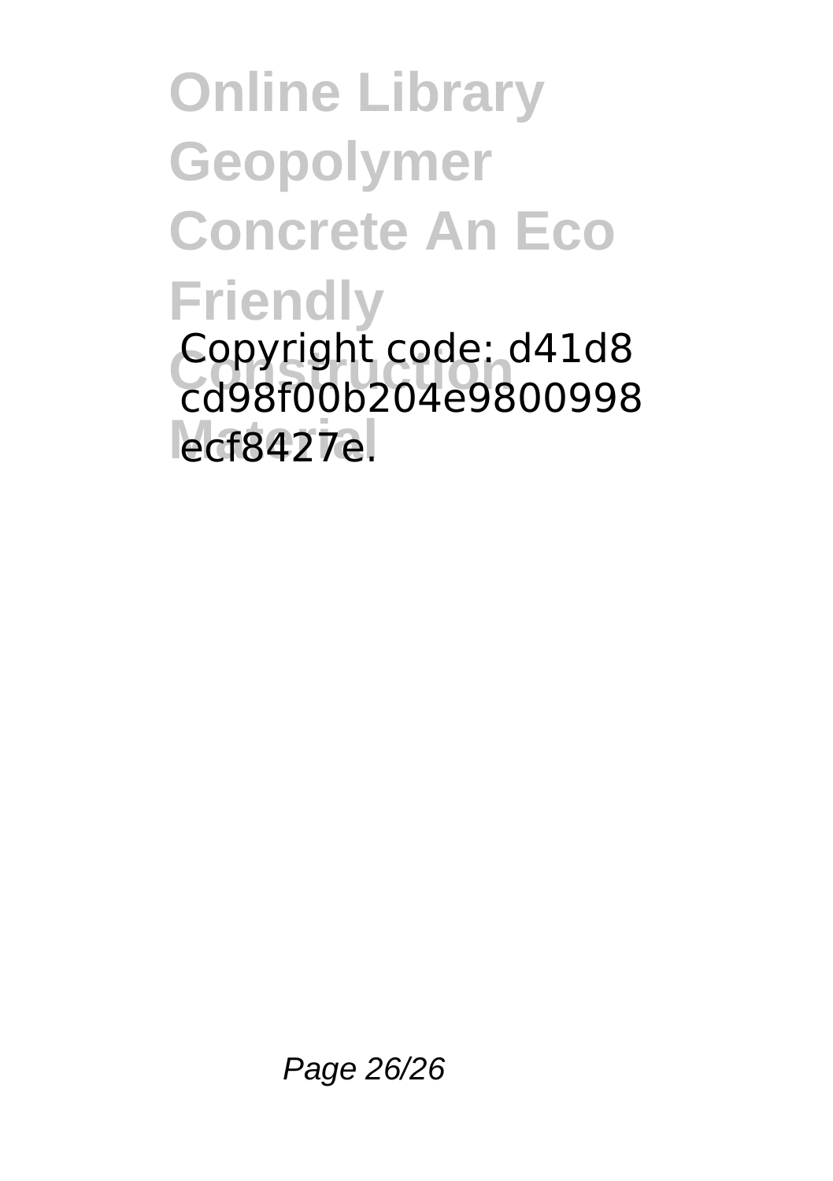Copyright code: d41d8cd98f00b204e9800998ecf8427e.